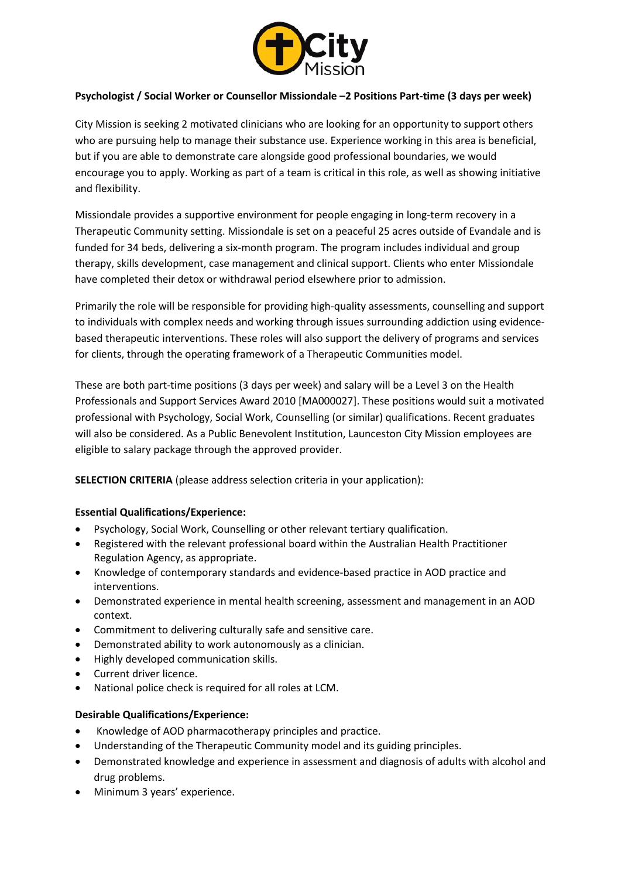**Psychologist / Social Worker or Counsellor Missiondale –2 Positions Part-time (3 days per week)**

City Mission is seeking 2 motivated clinicians who are looking for an opportunity to support others who are pursuing help to manage their substance use. Experience working in this area is beneficial, but if you are able to demonstrate care alongside good professional boundaries, we would encourage you to apply. Working as part of a team is critical in this role, as well as showing initiative and flexibility.

Missiondale provides a supportive environment for people engaging in long-term recovery in a Therapeutic Community setting. Missiondale is set on a peaceful 25 acres outside of Evandale and is funded for 34 beds, delivering a six-month program. The program includes individual and group therapy, skills development, case management and clinical support. Clients who enter Missiondale have completed their detox or withdrawal period elsewhere prior to admission.

Primarily the role will be responsible for providing high-quality assessments, counselling and support to individuals with complex needs and working through issues surrounding addiction using evidence-based therapeutic interventions. These roles will also support the delivery of programs and services for clients, through the operating framework of a Therapeutic Communities model.

These are both part-time positions (3 days per week) and salary will be a Level 3 on the Health Professionals and Support Services Award 2010 [MA000027]. These positions would suit a motivated professional with Psychology, Social Work, Counselling (or similar) qualifications. Recent graduates will also be considered. As a Public Benevolent Institution, Launceston City Mission employees are eligible to salary package through the approved provider.

**SELECTION CRITERIA** (please address selection criteria in your application):

**Essential Qualifications/Experience:**

- Psychology, Social Work, Counselling or other relevant tertiary qualification.
- Registered with the relevant professional board within the Australian Health Practitioner Regulation Agency, as appropriate.
- Knowledge of contemporary standards and evidence-based practice in AOD practice and interventions.
- Demonstrated experience in mental health screening, assessment and management in an AOD context.
- Commitment to delivering culturally safe and sensitive care.
- Demonstrated ability to work autonomously as a clinician.
- Highly developed communication skills.
- Current driver licence.
- National police check is required for all roles at LCM.

**Desirable Qualifications/Experience:**

- Knowledge of AOD pharmacotherapy principles and practice.
- Understanding of the Therapeutic Community model and its guiding principles.
- Demonstrated knowledge and experience in assessment and diagnosis of adults with alcohol and drug problems.
- Minimum 3 years' experience.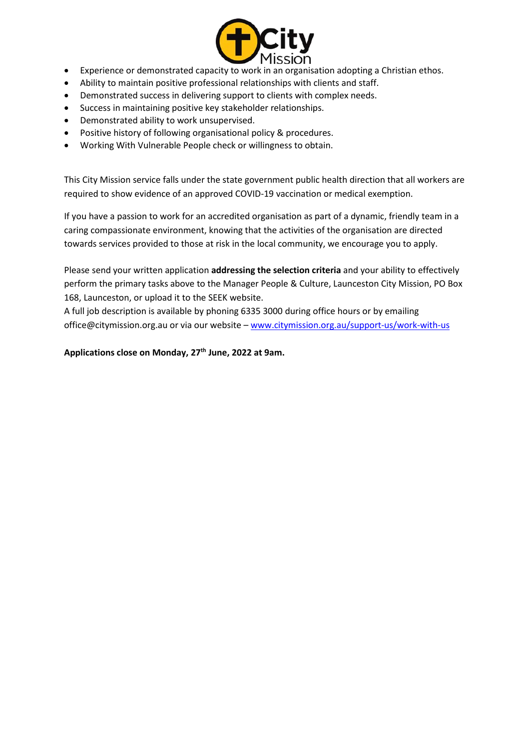- Experience or demonstrated capacity to work in an organisation adopting a Christian ethos.
- Ability to maintain positive professional relationships with clients and staff.
- Demonstrated success in delivering support to clients with complex needs.
- Success in maintaining positive key stakeholder relationships.
- Demonstrated ability to work unsupervised.
- Positive history of following organisational policy & procedures.
- Working With Vulnerable People check or willingness to obtain.

This City Mission service falls under the state government public health direction that all workers are required to show evidence of an approved COVID-19 vaccination or medical exemption.

If you have a passion to work for an accredited organisation as part of a dynamic, friendly team in a caring compassionate environment, knowing that the activities of the organisation are directed towards services provided to those at risk in the local community, we encourage you to apply.

Please send your written application **addressing the selection criteria** and your ability to effectively perform the primary tasks above to the Manager People & Culture, Launceston City Mission, PO Box 168, Launceston, or upload it to the SEEK website.
A full job description is available by phoning 6335 3000 during office hours or by emailing office@citymission.org.au or via our website – [www.citymission.org.au/support-us/work-with-us](http://www.citymission.org.au/support-us/work-with-us)

**Applications close on Monday, 27th June, 2022 at 9am.**